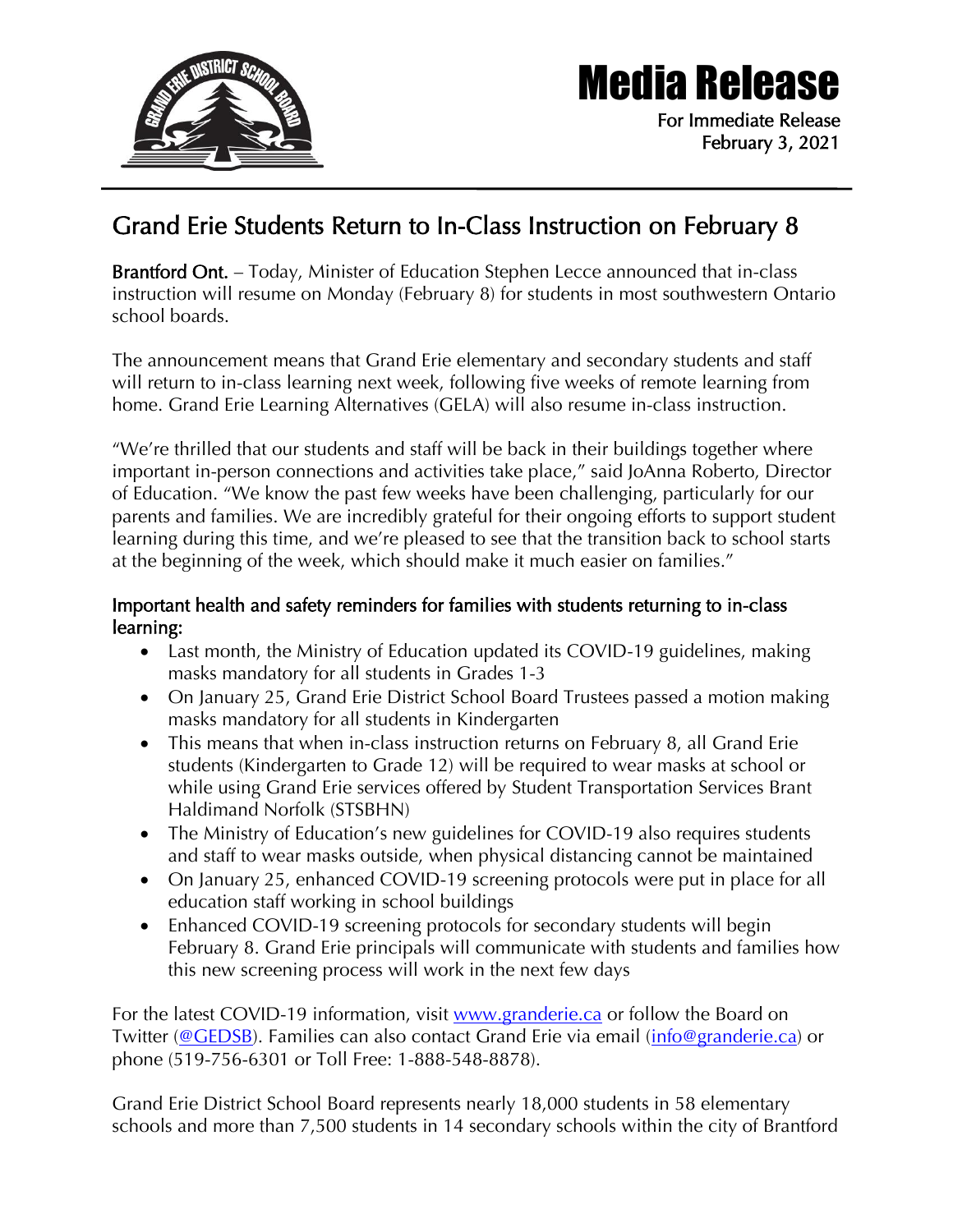# Media Release

For Immediate Release
February 3, 2021

## Grand Erie Students Return to In-Class Instruction on February 8

**Brantford Ont.** – Today, Minister of Education Stephen Lecce announced that in-class instruction will resume on Monday (February 8) for students in most southwestern Ontario school boards.

The announcement means that Grand Erie elementary and secondary students and staff will return to in-class learning next week, following five weeks of remote learning from home. Grand Erie Learning Alternatives (GELA) will also resume in-class instruction.

"We're thrilled that our students and staff will be back in their buildings together where important in-person connections and activities take place," said JoAnna Roberto, Director of Education. "We know the past few weeks have been challenging, particularly for our parents and families. We are incredibly grateful for their ongoing efforts to support student learning during this time, and we're pleased to see that the transition back to school starts at the beginning of the week, which should make it much easier on families."

### Important health and safety reminders for families with students returning to in-class learning:

- Last month, the Ministry of Education updated its COVID-19 guidelines, making masks mandatory for all students in Grades 1-3
- On January 25, Grand Erie District School Board Trustees passed a motion making masks mandatory for all students in Kindergarten
- This means that when in-class instruction returns on February 8, all Grand Erie students (Kindergarten to Grade 12) will be required to wear masks at school or while using Grand Erie services offered by Student Transportation Services Brant Haldimand Norfolk (STSBHN)
- The Ministry of Education's new guidelines for COVID-19 also requires students and staff to wear masks outside, when physical distancing cannot be maintained
- On January 25, enhanced COVID-19 screening protocols were put in place for all education staff working in school buildings
- Enhanced COVID-19 screening protocols for secondary students will begin February 8. Grand Erie principals will communicate with students and families how this new screening process will work in the next few days

For the latest COVID-19 information, visit www.granderie.ca or follow the Board on Twitter (@GEDSB). Families can also contact Grand Erie via email (info@granderie.ca) or phone (519-756-6301 or Toll Free: 1-888-548-8878).

Grand Erie District School Board represents nearly 18,000 students in 58 elementary schools and more than 7,500 students in 14 secondary schools within the city of Brantford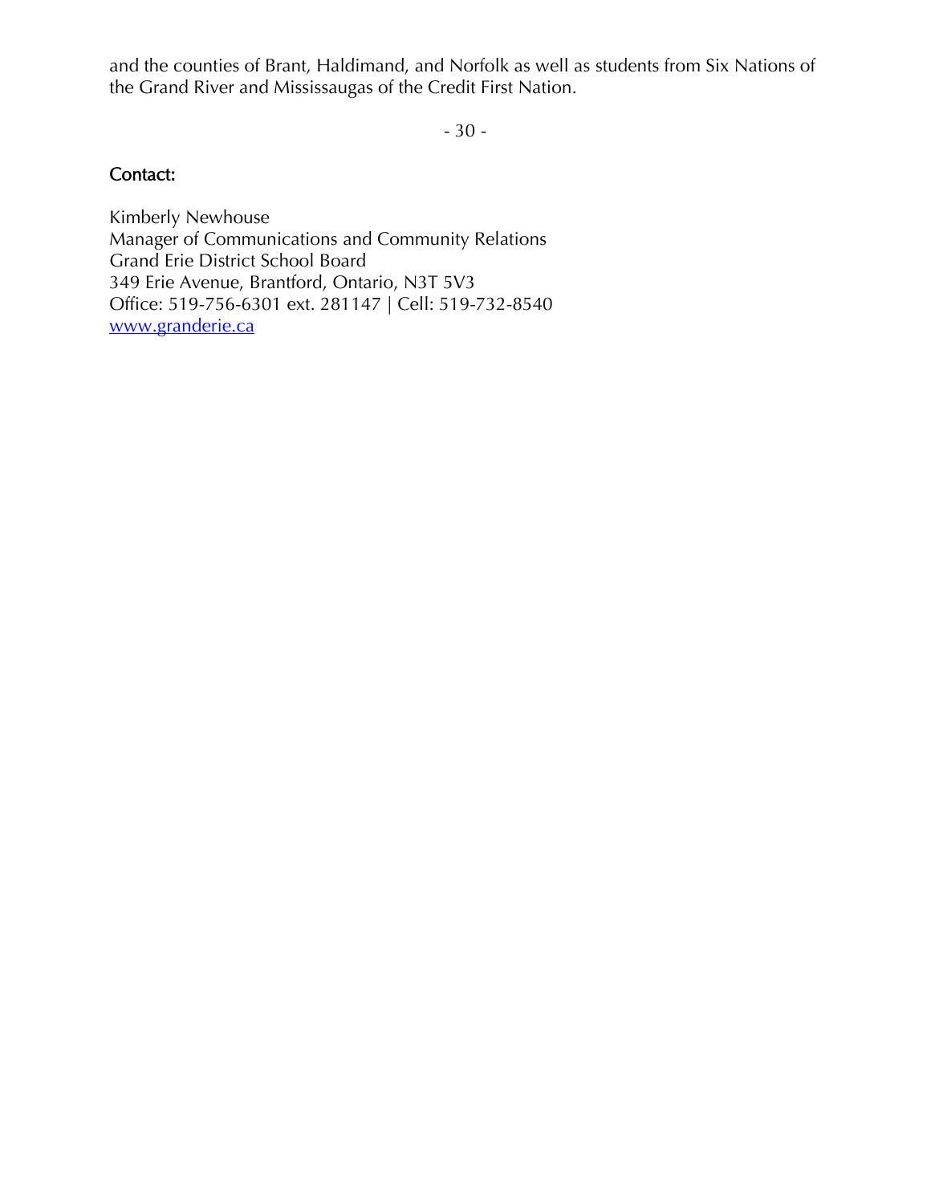and the counties of Brant, Haldimand, and Norfolk as well as students from Six Nations of the Grand River and Mississaugas of the Credit First Nation.

- 30 -

**Contact:**

Kimberly Newhouse
Manager of Communications and Community Relations
Grand Erie District School Board
349 Erie Avenue, Brantford, Ontario, N3T 5V3
Office: 519-756-6301 ext. 281147 | Cell: 519-732-8540
[www.granderie.ca](http://www.granderie.ca)